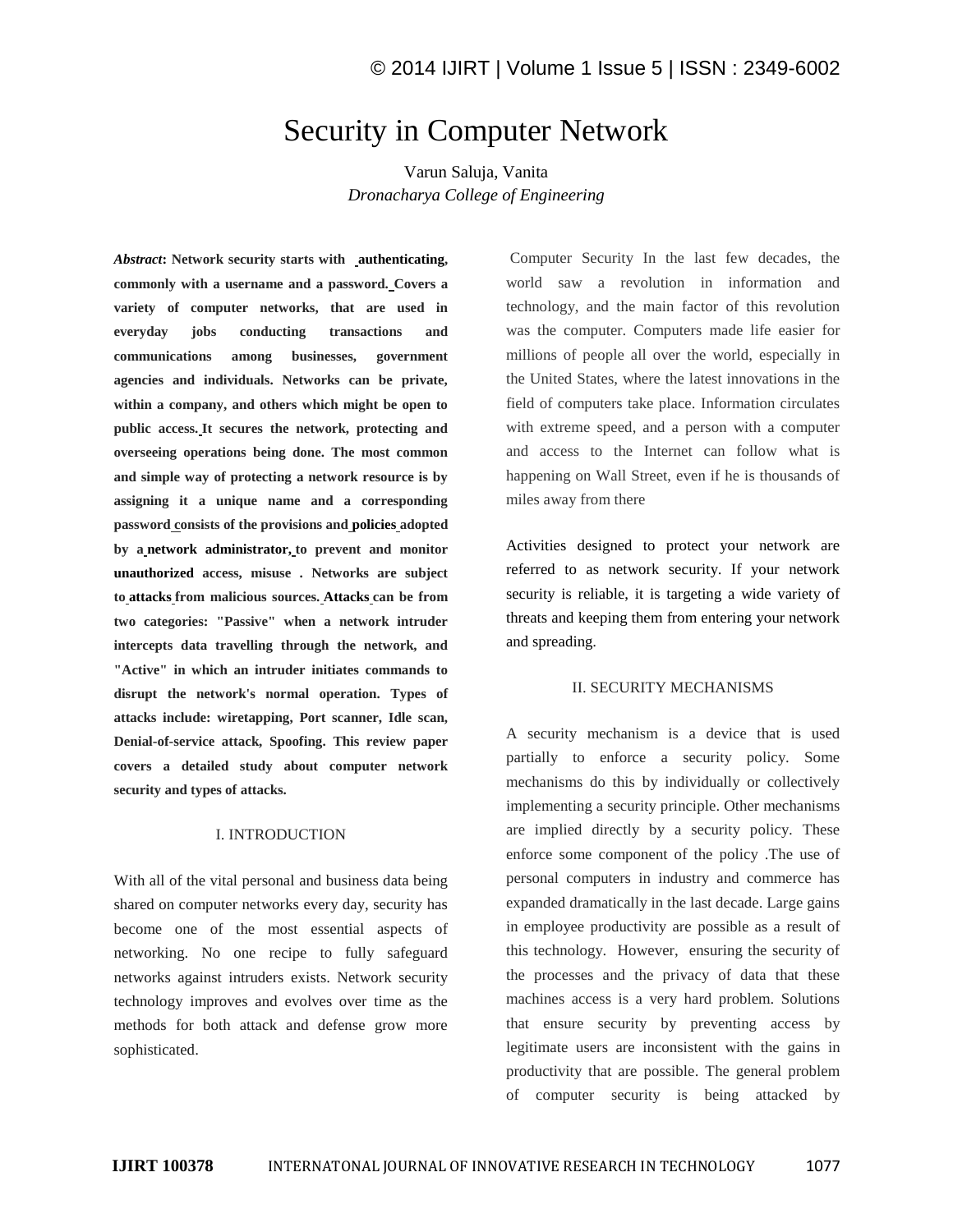# Security in Computer Network

Varun Saluja, Vanita

*Dronacharya College of Engineering*

***Abstract*: Network security starts with authenticating, commonly with a username and a password. Covers a variety of computer networks, that are used in everyday jobs conducting transactions and communications among businesses, government agencies and individuals. Networks can be private, within a company, and others which might be open to public access. It secures the network, protecting and overseeing operations being done. The most common and simple way of protecting a network resource is by assigning it a unique name and a corresponding password consists of the provisions and policies adopted by a network administrator, to prevent and monitor unauthorized access, misuse . Networks are subject to attacks from malicious sources. Attacks can be from two categories: "Passive" when a network intruder intercepts data travelling through the network, and "Active" in which an intruder initiates commands to disrupt the network's normal operation. Types of attacks include: wiretapping, Port scanner, Idle scan, Denial-of-service attack, Spoofing. This review paper covers a detailed study about computer network security and types of attacks.**

## I. INTRODUCTION

With all of the vital personal and business data being shared on computer networks every day, security has become one of the most essential aspects of networking. No one recipe to fully safeguard networks against intruders exists. Network security technology improves and evolves over time as the methods for both attack and defense grow more sophisticated.

Computer Security In the last few decades, the world saw a revolution in information and technology, and the main factor of this revolution was the computer. Computers made life easier for millions of people all over the world, especially in the United States, where the latest innovations in the field of computers take place. Information circulates with extreme speed, and a person with a computer and access to the Internet can follow what is happening on Wall Street, even if he is thousands of miles away from there

Activities designed to protect your network are referred to as network security. If your network security is reliable, it is targeting a wide variety of threats and keeping them from entering your network and spreading.

## II. SECURITY MECHANISMS

A security mechanism is a device that is used partially to enforce a security policy. Some mechanisms do this by individually or collectively implementing a security principle. Other mechanisms are implied directly by a security policy. These enforce some component of the policy .The use of personal computers in industry and commerce has expanded dramatically in the last decade. Large gains in employee productivity are possible as a result of this technology. However, ensuring the security of the processes and the privacy of data that these machines access is a very hard problem. Solutions that ensure security by preventing access by legitimate users are inconsistent with the gains in productivity that are possible. The general problem of computer security is being attacked by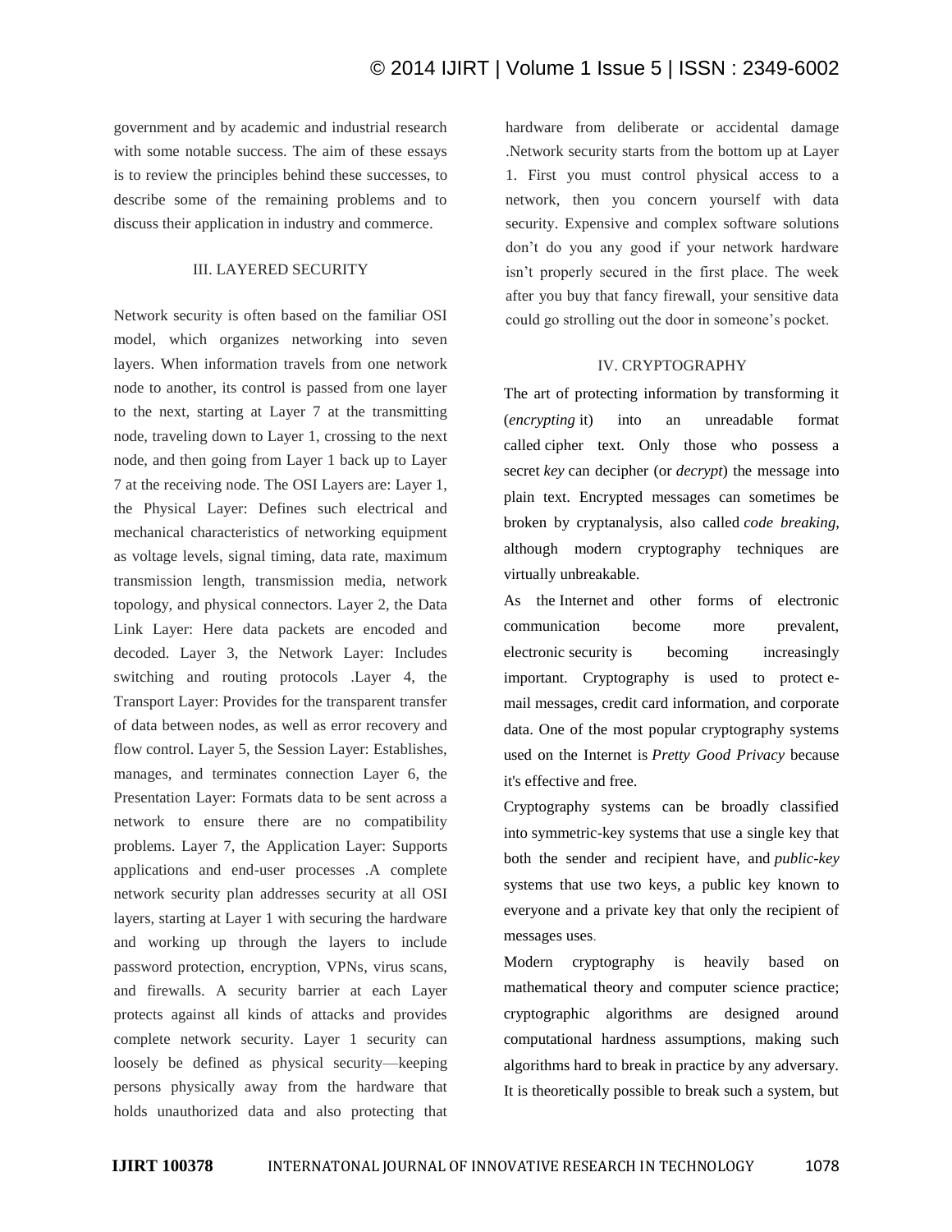government and by academic and industrial research with some notable success. The aim of these essays is to review the principles behind these successes, to describe some of the remaining problems and to discuss their application in industry and commerce.

## III. LAYERED SECURITY

Network security is often based on the familiar OSI model, which organizes networking into seven layers. When information travels from one network node to another, its control is passed from one layer to the next, starting at Layer 7 at the transmitting node, traveling down to Layer 1, crossing to the next node, and then going from Layer 1 back up to Layer 7 at the receiving node. The OSI Layers are: Layer 1, the Physical Layer: Defines such electrical and mechanical characteristics of networking equipment as voltage levels, signal timing, data rate, maximum transmission length, transmission media, network topology, and physical connectors. Layer 2, the Data Link Layer: Here data packets are encoded and decoded. Layer 3, the Network Layer: Includes switching and routing protocols .Layer 4, the Transport Layer: Provides for the transparent transfer of data between nodes, as well as error recovery and flow control. Layer 5, the Session Layer: Establishes, manages, and terminates connection Layer 6, the Presentation Layer: Formats data to be sent across a network to ensure there are no compatibility problems. Layer 7, the Application Layer: Supports applications and end-user processes .A complete network security plan addresses security at all OSI layers, starting at Layer 1 with securing the hardware and working up through the layers to include password protection, encryption, VPNs, virus scans, and firewalls. A security barrier at each Layer protects against all kinds of attacks and provides complete network security. Layer 1 security can loosely be defined as physical security—keeping persons physically away from the hardware that holds unauthorized data and also protecting that hardware from deliberate or accidental damage .Network security starts from the bottom up at Layer 1. First you must control physical access to a network, then you concern yourself with data security. Expensive and complex software solutions don't do you any good if your network hardware isn't properly secured in the first place. The week after you buy that fancy firewall, your sensitive data could go strolling out the door in someone's pocket.

## IV. CRYPTOGRAPHY

The art of protecting information by transforming it (*encrypting* it) into an unreadable format called cipher text. Only those who possess a secret *key* can decipher (or *decrypt*) the message into plain text. Encrypted messages can sometimes be broken by cryptanalysis, also called *code breaking*, although modern cryptography techniques are virtually unbreakable.

As the Internet and other forms of electronic communication become more prevalent, electronic security is becoming increasingly important. Cryptography is used to protect e-mail messages, credit card information, and corporate data. One of the most popular cryptography systems used on the Internet is *Pretty Good Privacy* because it's effective and free.

Cryptography systems can be broadly classified into symmetric-key systems that use a single key that both the sender and recipient have, and *public-key* systems that use two keys, a public key known to everyone and a private key that only the recipient of messages uses.

Modern cryptography is heavily based on mathematical theory and computer science practice; cryptographic algorithms are designed around computational hardness assumptions, making such algorithms hard to break in practice by any adversary. It is theoretically possible to break such a system, but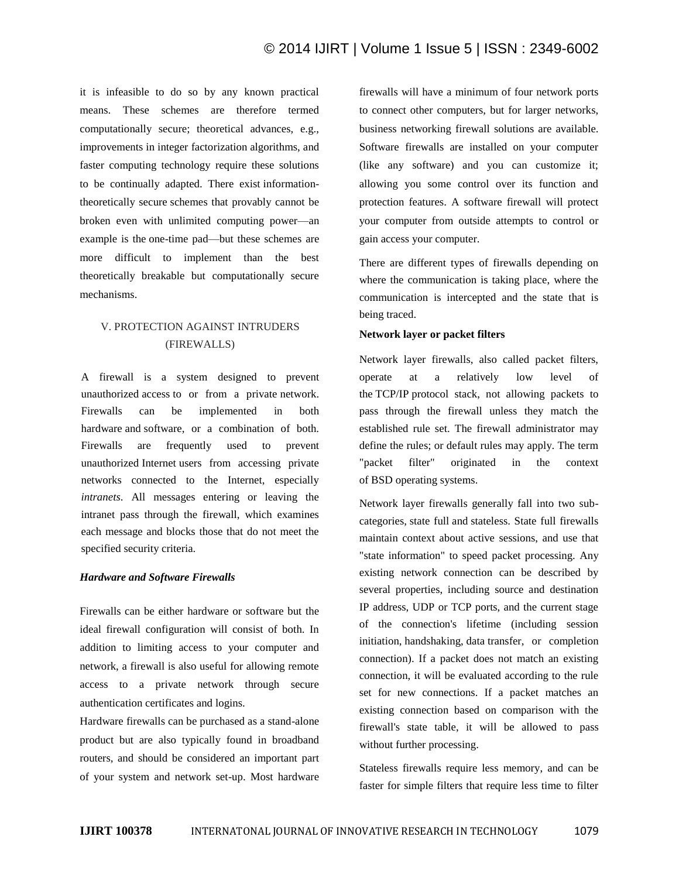it is infeasible to do so by any known practical means. These schemes are therefore termed computationally secure; theoretical advances, e.g., improvements in integer factorization algorithms, and faster computing technology require these solutions to be continually adapted. There exist information-theoretically secure schemes that provably cannot be broken even with unlimited computing power—an example is the one-time pad—but these schemes are more difficult to implement than the best theoretically breakable but computationally secure mechanisms.

## V. PROTECTION AGAINST INTRUDERS (FIREWALLS)

A firewall is a system designed to prevent unauthorized access to or from a private network. Firewalls can be implemented in both hardware and software, or a combination of both. Firewalls are frequently used to prevent unauthorized Internet users from accessing private networks connected to the Internet, especially *intranets*. All messages entering or leaving the intranet pass through the firewall, which examines each message and blocks those that do not meet the specified security criteria.

### *Hardware and Software Firewalls*

Firewalls can be either hardware or software but the ideal firewall configuration will consist of both. In addition to limiting access to your computer and network, a firewall is also useful for allowing remote access to a private network through secure authentication certificates and logins.

Hardware firewalls can be purchased as a stand-alone product but are also typically found in broadband routers, and should be considered an important part of your system and network set-up. Most hardware firewalls will have a minimum of four network ports to connect other computers, but for larger networks, business networking firewall solutions are available. Software firewalls are installed on your computer (like any software) and you can customize it; allowing you some control over its function and protection features. A software firewall will protect your computer from outside attempts to control or gain access your computer.

There are different types of firewalls depending on where the communication is taking place, where the communication is intercepted and the state that is being traced.

**Network layer or packet filters**

Network layer firewalls, also called packet filters, operate at a relatively low level of the TCP/IP protocol stack, not allowing packets to pass through the firewall unless they match the established rule set. The firewall administrator may define the rules; or default rules may apply. The term "packet filter" originated in the context of BSD operating systems.

Network layer firewalls generally fall into two sub-categories, state full and stateless. State full firewalls maintain context about active sessions, and use that "state information" to speed packet processing. Any existing network connection can be described by several properties, including source and destination IP address, UDP or TCP ports, and the current stage of the connection's lifetime (including session initiation, handshaking, data transfer, or completion connection). If a packet does not match an existing connection, it will be evaluated according to the rule set for new connections. If a packet matches an existing connection based on comparison with the firewall's state table, it will be allowed to pass without further processing.

Stateless firewalls require less memory, and can be faster for simple filters that require less time to filter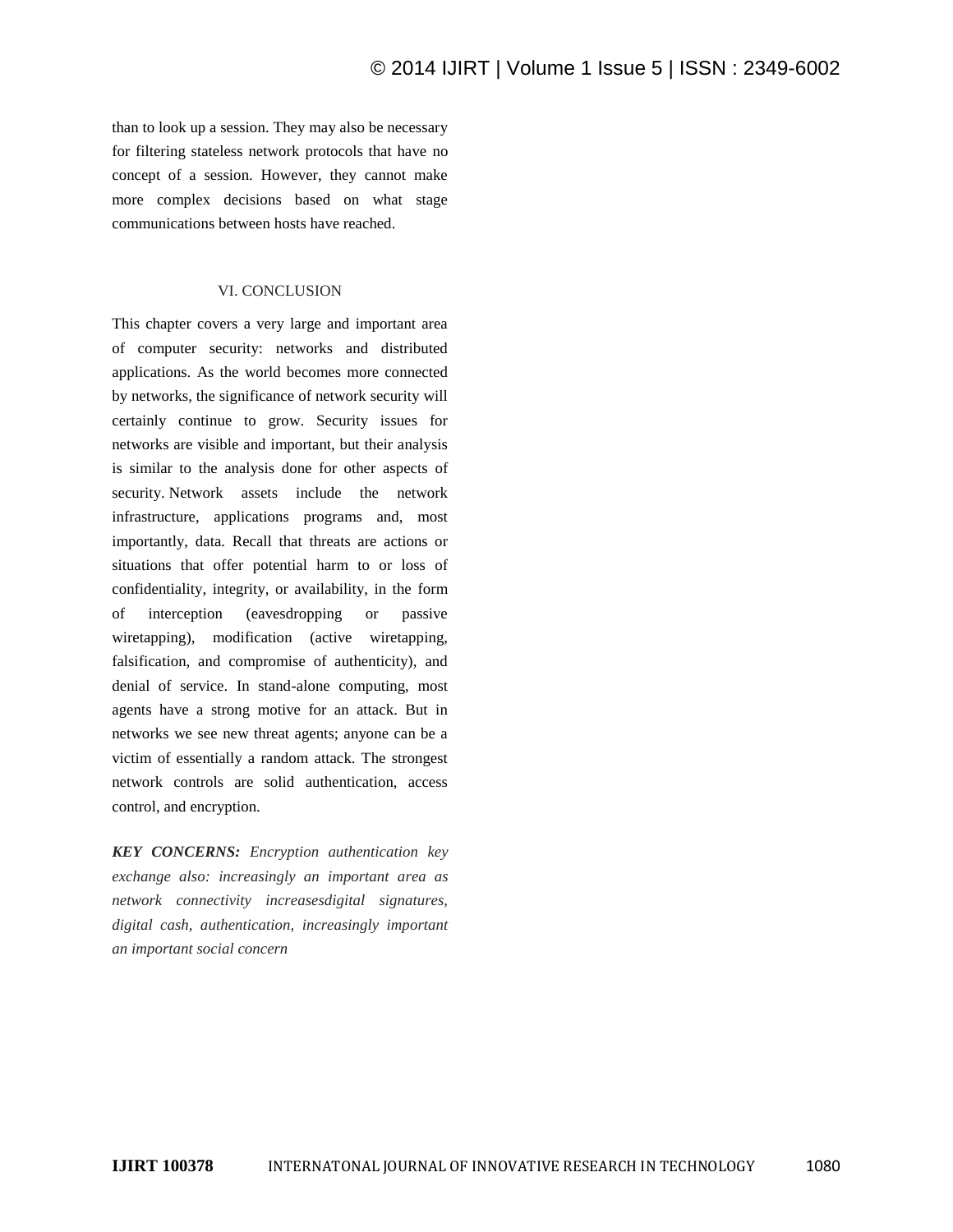than to look up a session. They may also be necessary for filtering stateless network protocols that have no concept of a session. However, they cannot make more complex decisions based on what stage communications between hosts have reached.

## VI. CONCLUSION

This chapter covers a very large and important area of computer security: networks and distributed applications. As the world becomes more connected by networks, the significance of network security will certainly continue to grow. Security issues for networks are visible and important, but their analysis is similar to the analysis done for other aspects of security. Network assets include the network infrastructure, applications programs and, most importantly, data. Recall that threats are actions or situations that offer potential harm to or loss of confidentiality, integrity, or availability, in the form of interception (eavesdropping or passive wiretapping), modification (active wiretapping, falsification, and compromise of authenticity), and denial of service. In stand-alone computing, most agents have a strong motive for an attack. But in networks we see new threat agents; anyone can be a victim of essentially a random attack. The strongest network controls are solid authentication, access control, and encryption.

***KEY CONCERNS:*** *Encryption authentication key exchange also: increasingly an important area as network connectivity increasesdigital signatures, digital cash, authentication, increasingly important an important social concern*